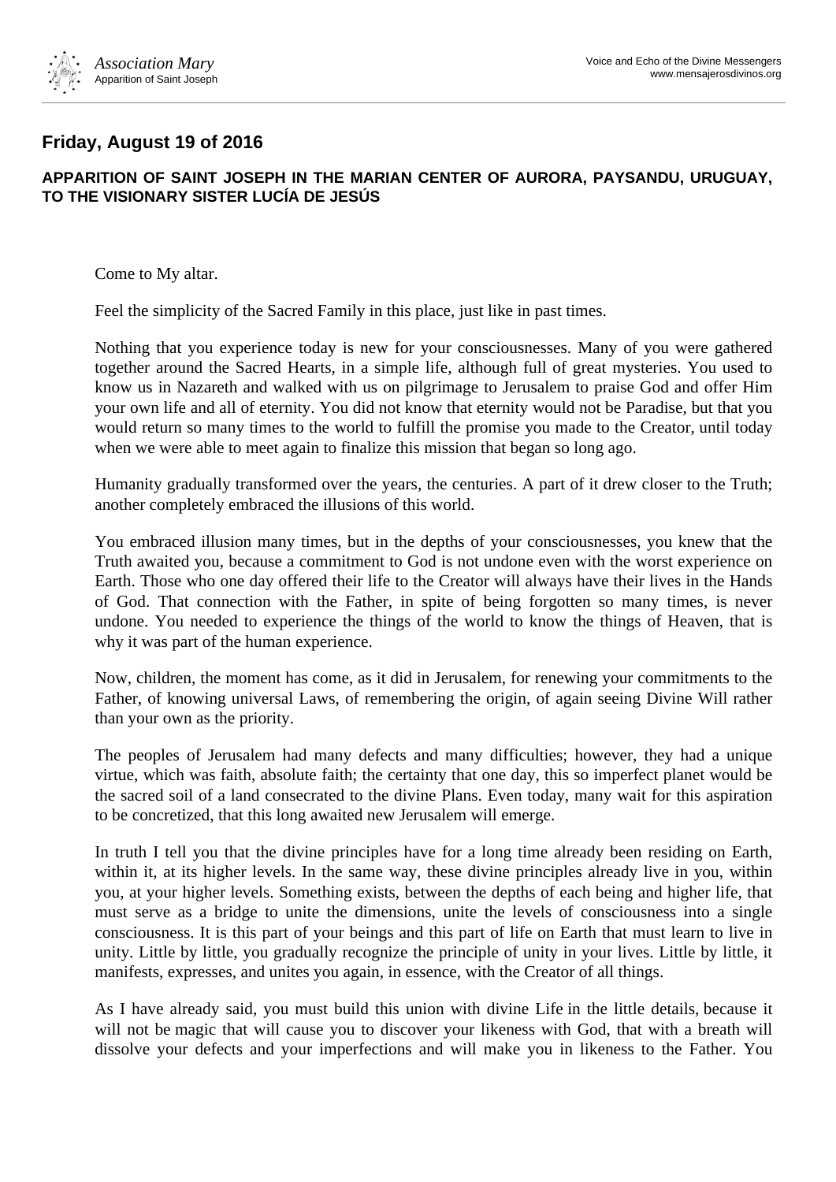## Friday, August 19 of 2016

### APPARITION OF SAINT JOSEPH IN THE MARIAN CENTER OF AURORA, PAYSANDU, URUGUAY, TO THE VISIONARY SISTER LUCÍA DE JESÚS

Come to My altar.

Feel the simplicity of the Sacred Family in this place, just like in past times.

Nothing that you experience today is new for your consciousnesses. Many of you were gathered together around the Sacred Hearts, in a simple life, although full of great mysteries. You used to know us in Nazareth and walked with us on pilgrimage to Jerusalem to praise God and offer Him your own life and all of eternity. You did not know that eternity would not be Paradise, but that you would return so many times to the world to fulfill the promise you made to the Creator, until today when we were able to meet again to finalize this mission that began so long ago.

Humanity gradually transformed over the years, the centuries. A part of it drew closer to the Truth; another completely embraced the illusions of this world.

You embraced illusion many times, but in the depths of your consciousnesses, you knew that the Truth awaited you, because a commitment to God is not undone even with the worst experience on Earth. Those who one day offered their life to the Creator will always have their lives in the Hands of God. That connection with the Father, in spite of being forgotten so many times, is never undone. You needed to experience the things of the world to know the things of Heaven, that is why it was part of the human experience.

Now, children, the moment has come, as it did in Jerusalem, for renewing your commitments to the Father, of knowing universal Laws, of remembering the origin, of again seeing Divine Will rather than your own as the priority.

The peoples of Jerusalem had many defects and many difficulties; however, they had a unique virtue, which was faith, absolute faith; the certainty that one day, this so imperfect planet would be the sacred soil of a land consecrated to the divine Plans. Even today, many wait for this aspiration to be concretized, that this long awaited new Jerusalem will emerge.

In truth I tell you that the divine principles have for a long time already been residing on Earth, within it, at its higher levels. In the same way, these divine principles already live in you, within you, at your higher levels. Something exists, between the depths of each being and higher life, that must serve as a bridge to unite the dimensions, unite the levels of consciousness into a single consciousness. It is this part of your beings and this part of life on Earth that must learn to live in unity. Little by little, you gradually recognize the principle of unity in your lives. Little by little, it manifests, expresses, and unites you again, in essence, with the Creator of all things.

As I have already said, you must build this union with divine Life in the little details, because it will not be magic that will cause you to discover your likeness with God, that with a breath will dissolve your defects and your imperfections and will make you in likeness to the Father. You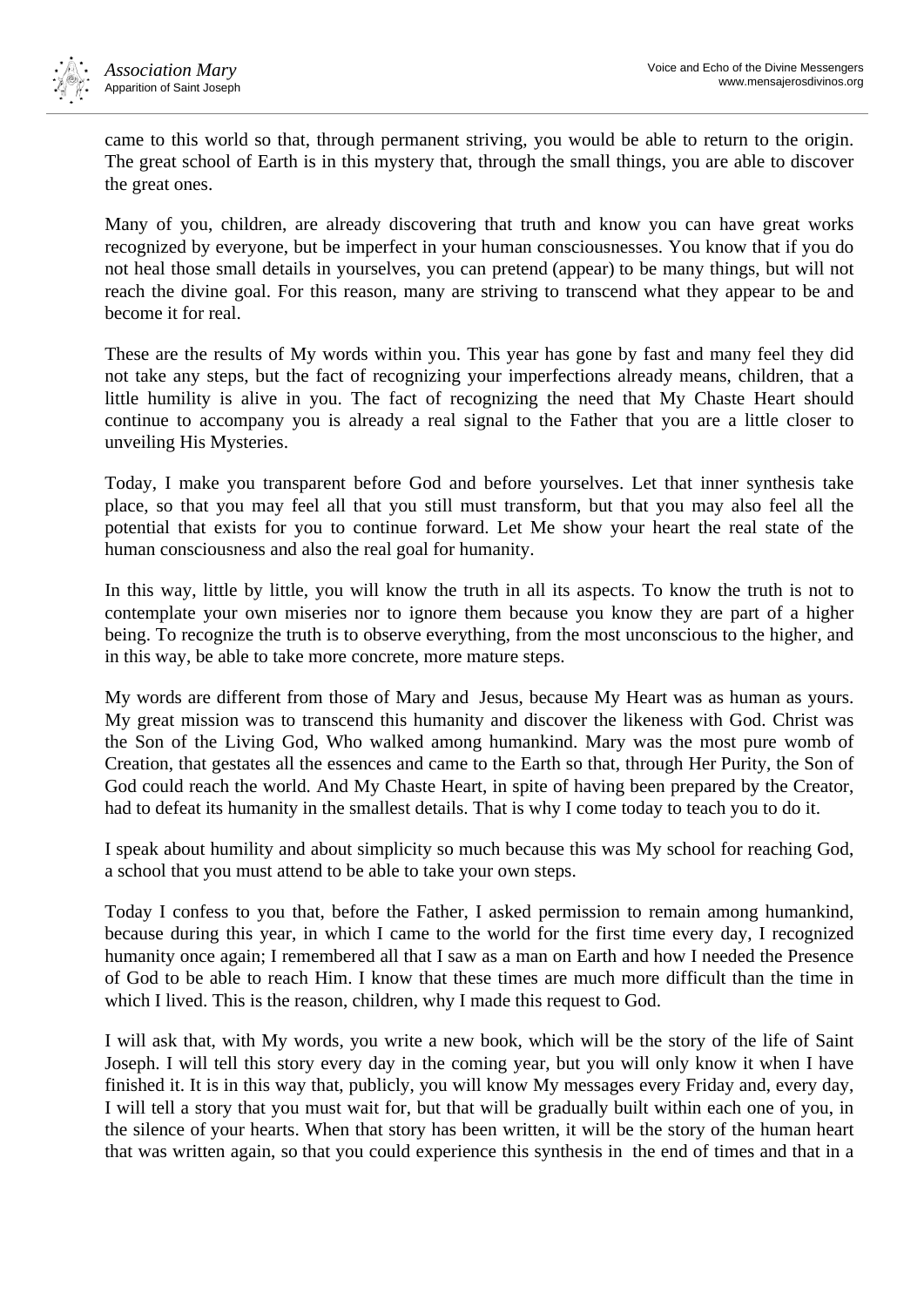came to this world so that, through permanent striving, you would be able to return to the origin. The great school of Earth is in this mystery that, through the small things, you are able to discover the great ones.

Many of you, children, are already discovering that truth and know you can have great works recognized by everyone, but be imperfect in your human consciousnesses. You know that if you do not heal those small details in yourselves, you can pretend (appear) to be many things, but will not reach the divine goal. For this reason, many are striving to transcend what they appear to be and become it for real.

These are the results of My words within you. This year has gone by fast and many feel they did not take any steps, but the fact of recognizing your imperfections already means, children, that a little humility is alive in you. The fact of recognizing the need that My Chaste Heart should continue to accompany you is already a real signal to the Father that you are a little closer to unveiling His Mysteries.

Today, I make you transparent before God and before yourselves. Let that inner synthesis take place, so that you may feel all that you still must transform, but that you may also feel all the potential that exists for you to continue forward. Let Me show your heart the real state of the human consciousness and also the real goal for humanity.

In this way, little by little, you will know the truth in all its aspects. To know the truth is not to contemplate your own miseries nor to ignore them because you know they are part of a higher being. To recognize the truth is to observe everything, from the most unconscious to the higher, and in this way, be able to take more concrete, more mature steps.

My words are different from those of Mary and Jesus, because My Heart was as human as yours. My great mission was to transcend this humanity and discover the likeness with God. Christ was the Son of the Living God, Who walked among humankind. Mary was the most pure womb of Creation, that gestates all the essences and came to the Earth so that, through Her Purity, the Son of God could reach the world. And My Chaste Heart, in spite of having been prepared by the Creator, had to defeat its humanity in the smallest details. That is why I come today to teach you to do it.

I speak about humility and about simplicity so much because this was My school for reaching God, a school that you must attend to be able to take your own steps.

Today I confess to you that, before the Father, I asked permission to remain among humankind, because during this year, in which I came to the world for the first time every day, I recognized humanity once again; I remembered all that I saw as a man on Earth and how I needed the Presence of God to be able to reach Him. I know that these times are much more difficult than the time in which I lived. This is the reason, children, why I made this request to God.

I will ask that, with My words, you write a new book, which will be the story of the life of Saint Joseph. I will tell this story every day in the coming year, but you will only know it when I have finished it. It is in this way that, publicly, you will know My messages every Friday and, every day, I will tell a story that you must wait for, but that will be gradually built within each one of you, in the silence of your hearts. When that story has been written, it will be the story of the human heart that was written again, so that you could experience this synthesis in the end of times and that in a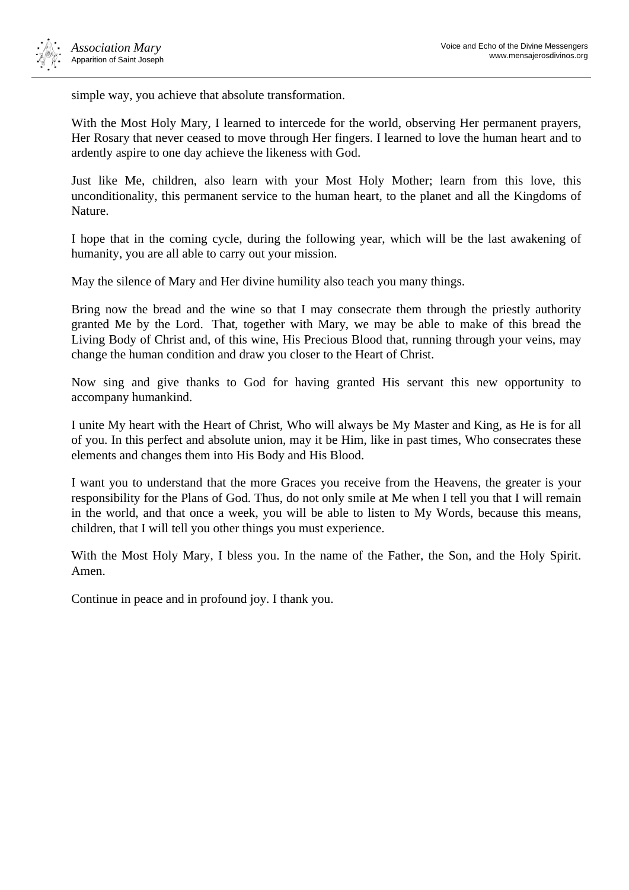simple way, you achieve that absolute transformation.

With the Most Holy Mary, I learned to intercede for the world, observing Her permanent prayers, Her Rosary that never ceased to move through Her fingers. I learned to love the human heart and to ardently aspire to one day achieve the likeness with God.

Just like Me, children, also learn with your Most Holy Mother; learn from this love, this unconditionality, this permanent service to the human heart, to the planet and all the Kingdoms of Nature.

I hope that in the coming cycle, during the following year, which will be the last awakening of humanity, you are all able to carry out your mission.

May the silence of Mary and Her divine humility also teach you many things.

Bring now the bread and the wine so that I may consecrate them through the priestly authority granted Me by the Lord.  That, together with Mary, we may be able to make of this bread the Living Body of Christ and, of this wine, His Precious Blood that, running through your veins, may change the human condition and draw you closer to the Heart of Christ.

Now sing and give thanks to God for having granted His servant this new opportunity to accompany humankind.

I unite My heart with the Heart of Christ, Who will always be My Master and King, as He is for all of you. In this perfect and absolute union, may it be Him, like in past times, Who consecrates these elements and changes them into His Body and His Blood.

I want you to understand that the more Graces you receive from the Heavens, the greater is your responsibility for the Plans of God. Thus, do not only smile at Me when I tell you that I will remain in the world, and that once a week, you will be able to listen to My Words, because this means, children, that I will tell you other things you must experience.

With the Most Holy Mary, I bless you. In the name of the Father, the Son, and the Holy Spirit. Amen.

Continue in peace and in profound joy. I thank you.